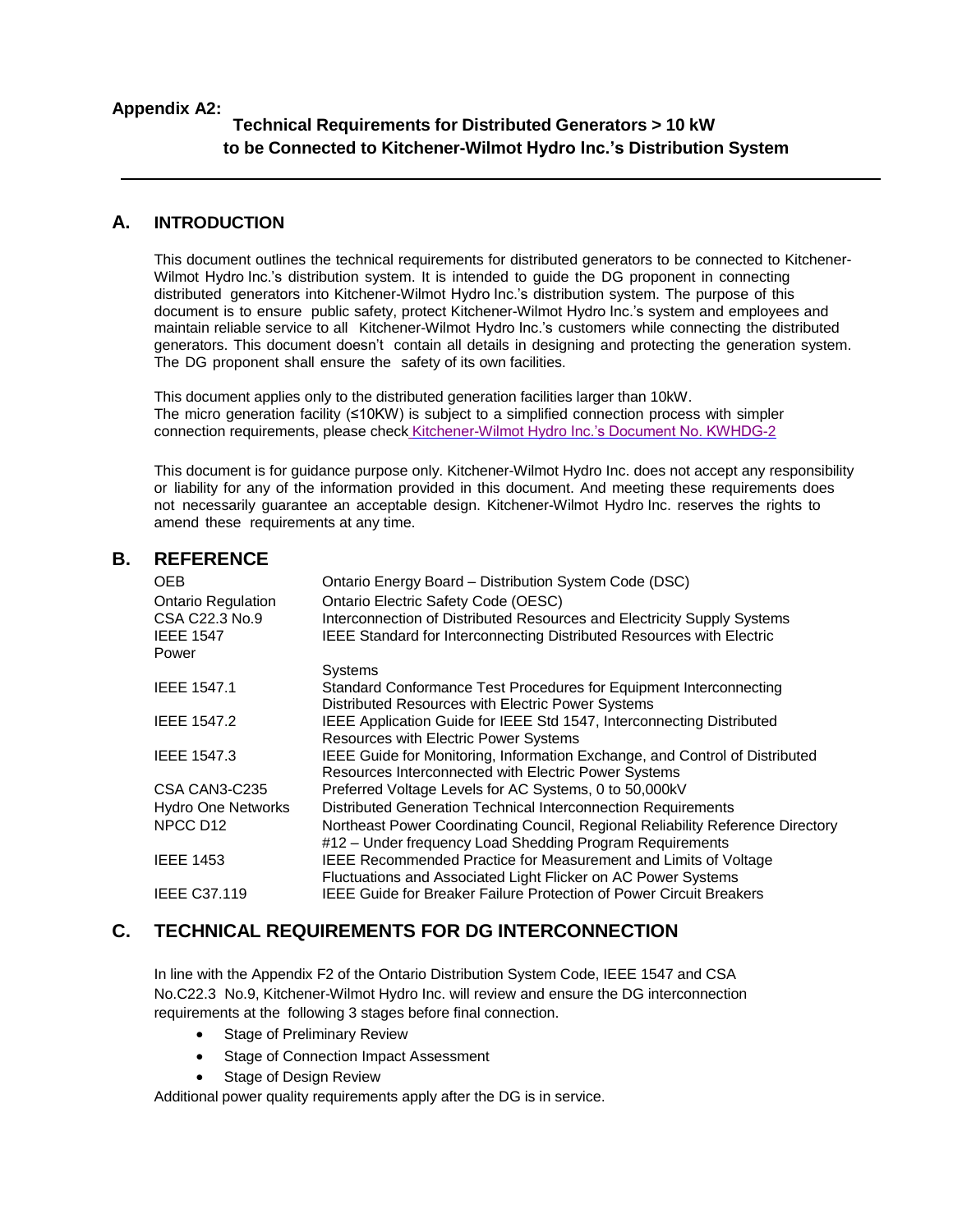**Appendix A2:**

# Technical Requirements for Distributed Generators > 10 kW to be Connected to Kitchener-Wilmot Hydro Inc.'s Distribution System

## A. INTRODUCTION

This document outlines the technical requirements for distributed generators to be connected to Kitchener-Wilmot Hydro Inc.'s distribution system. It is intended to guide the DG proponent in connecting distributed generators into Kitchener-Wilmot Hydro Inc.'s distribution system. The purpose of this document is to ensure public safety, protect Kitchener-Wilmot Hydro Inc.'s system and employees and maintain reliable service to all Kitchener-Wilmot Hydro Inc.'s customers while connecting the distributed generators. This document doesn't contain all details in designing and protecting the generation system. The DG proponent shall ensure the safety of its own facilities.

This document applies only to the distributed generation facilities larger than 10kW.
The micro generation facility (≤10KW) is subject to a simplified connection process with simpler connection requirements, please check Kitchener-Wilmot Hydro Inc.'s Document No. KWHDG-2

This document is for guidance purpose only. Kitchener-Wilmot Hydro Inc. does not accept any responsibility or liability for any of the information provided in this document. And meeting these requirements does not necessarily guarantee an acceptable design. Kitchener-Wilmot Hydro Inc. reserves the rights to amend these requirements at any time.

## B. REFERENCE

| | |
|---|---|
| OEB | Ontario Energy Board – Distribution System Code (DSC) |
| Ontario Regulation | Ontario Electric Safety Code (OESC) |
| CSA C22.3 No.9 | Interconnection of Distributed Resources and Electricity Supply Systems |
| IEEE 1547 | IEEE Standard for Interconnecting Distributed Resources with Electric Power Systems |
| IEEE 1547.1 | Standard Conformance Test Procedures for Equipment Interconnecting Distributed Resources with Electric Power Systems |
| IEEE 1547.2 | IEEE Application Guide for IEEE Std 1547, Interconnecting Distributed Resources with Electric Power Systems |
| IEEE 1547.3 | IEEE Guide for Monitoring, Information Exchange, and Control of Distributed Resources Interconnected with Electric Power Systems |
| CSA CAN3-C235 | Preferred Voltage Levels for AC Systems, 0 to 50,000kV |
| Hydro One Networks | Distributed Generation Technical Interconnection Requirements |
| NPCC D12 | Northeast Power Coordinating Council, Regional Reliability Reference Directory #12 – Under frequency Load Shedding Program Requirements |
| IEEE 1453 | IEEE Recommended Practice for Measurement and Limits of Voltage Fluctuations and Associated Light Flicker on AC Power Systems |
| IEEE C37.119 | IEEE Guide for Breaker Failure Protection of Power Circuit Breakers |

## C. TECHNICAL REQUIREMENTS FOR DG INTERCONNECTION

In line with the Appendix F2 of the Ontario Distribution System Code, IEEE 1547 and CSA No.C22.3 No.9, Kitchener-Wilmot Hydro Inc. will review and ensure the DG interconnection requirements at the following 3 stages before final connection.

- Stage of Preliminary Review
- Stage of Connection Impact Assessment
- Stage of Design Review

Additional power quality requirements apply after the DG is in service.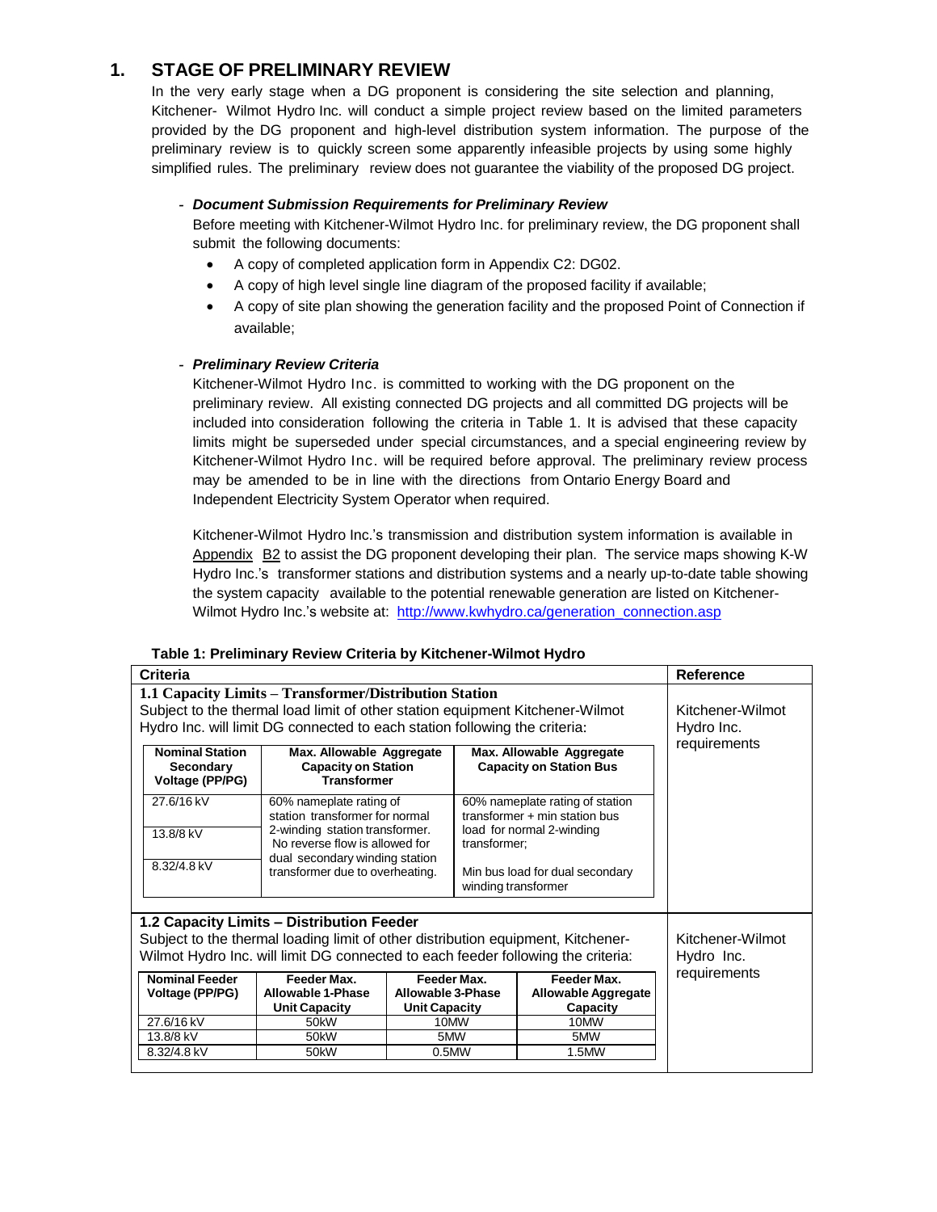# 1. STAGE OF PRELIMINARY REVIEW

In the very early stage when a DG proponent is considering the site selection and planning, Kitchener- Wilmot Hydro Inc. will conduct a simple project review based on the limited parameters provided by the DG proponent and high-level distribution system information. The purpose of the preliminary review is to quickly screen some apparently infeasible projects by using some highly simplified rules. The preliminary review does not guarantee the viability of the proposed DG project.

- ***Document Submission Requirements for Preliminary Review***

  Before meeting with Kitchener-Wilmot Hydro Inc. for preliminary review, the DG proponent shall submit the following documents:

  - A copy of completed application form in Appendix C2: DG02.
  - A copy of high level single line diagram of the proposed facility if available;
  - A copy of site plan showing the generation facility and the proposed Point of Connection if available;

- ***Preliminary Review Criteria***

  Kitchener-Wilmot Hydro Inc. is committed to working with the DG proponent on the preliminary review. All existing connected DG projects and all committed DG projects will be included into consideration following the criteria in Table 1. It is advised that these capacity limits might be superseded under special circumstances, and a special engineering review by Kitchener-Wilmot Hydro Inc. will be required before approval. The preliminary review process may be amended to be in line with the directions from Ontario Energy Board and Independent Electricity System Operator when required.

  Kitchener-Wilmot Hydro Inc.'s transmission and distribution system information is available in Appendix B2 to assist the DG proponent developing their plan. The service maps showing K-W Hydro Inc.'s transformer stations and distribution systems and a nearly up-to-date table showing the system capacity available to the potential renewable generation are listed on Kitchener-Wilmot Hydro Inc.'s website at: http://www.kwhydro.ca/generation_connection.asp

**Table 1: Preliminary Review Criteria by Kitchener-Wilmot Hydro**

| Criteria | Reference |
|---|---|
| **1.1 Capacity Limits – Transformer/Distribution Station**<br>Subject to the thermal load limit of other station equipment Kitchener-Wilmot Hydro Inc. will limit DG connected to each station following the criteria: | Kitchener-Wilmot Hydro Inc. requirements |

| Nominal Station Secondary Voltage (PP/PG) | Max. Allowable Aggregate Capacity on Station Transformer | Max. Allowable Aggregate Capacity on Station Bus |
|---|---|---|
| 27.6/16 kV<br>13.8/8 kV<br>8.32/4.8 kV | 60% nameplate rating of station transformer for normal 2-winding station transformer. No reverse flow is allowed for dual secondary winding station transformer due to overheating. | 60% nameplate rating of station transformer + min station bus load for normal 2-winding transformer;<br><br>Min bus load for dual secondary winding transformer |

| Criteria | Reference |
|---|---|
| **1.2 Capacity Limits – Distribution Feeder**<br>Subject to the thermal loading limit of other distribution equipment, Kitchener-Wilmot Hydro Inc. will limit DG connected to each feeder following the criteria: | Kitchener-Wilmot Hydro Inc. requirements |

| Nominal Feeder Voltage (PP/PG) | Feeder Max. Allowable 1-Phase Unit Capacity | Feeder Max. Allowable 3-Phase Unit Capacity | Feeder Max. Allowable Aggregate Capacity |
|---|---|---|---|
| 27.6/16 kV | 50kW | 10MW | 10MW |
| 13.8/8 kV | 50kW | 5MW | 5MW |
| 8.32/4.8 kV | 50kW | 0.5MW | 1.5MW |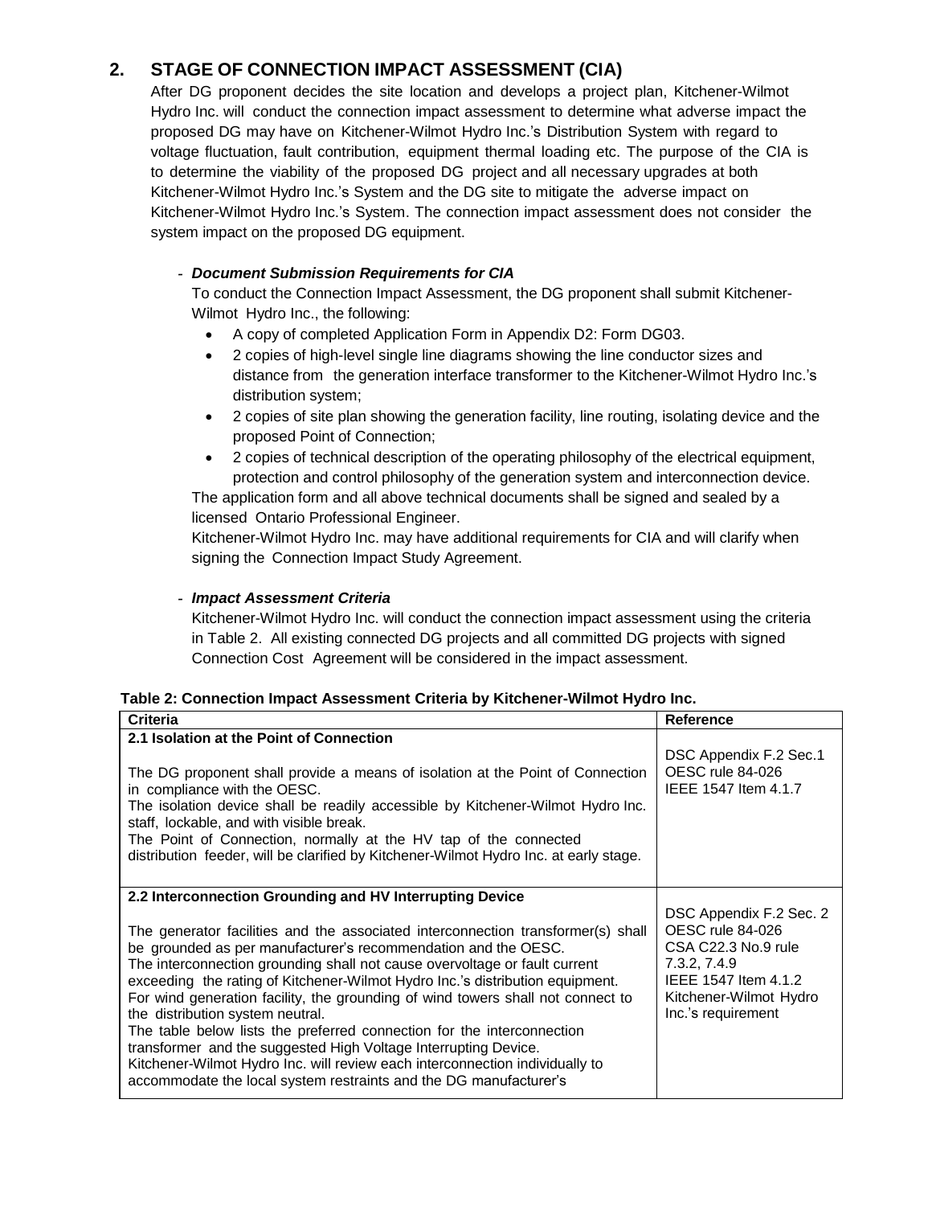## 2. STAGE OF CONNECTION IMPACT ASSESSMENT (CIA)

After DG proponent decides the site location and develops a project plan, Kitchener-Wilmot Hydro Inc. will conduct the connection impact assessment to determine what adverse impact the proposed DG may have on Kitchener-Wilmot Hydro Inc.'s Distribution System with regard to voltage fluctuation, fault contribution, equipment thermal loading etc. The purpose of the CIA is to determine the viability of the proposed DG project and all necessary upgrades at both Kitchener-Wilmot Hydro Inc.'s System and the DG site to mitigate the adverse impact on Kitchener-Wilmot Hydro Inc.'s System. The connection impact assessment does not consider the system impact on the proposed DG equipment.

- ***Document Submission Requirements for CIA***

  To conduct the Connection Impact Assessment, the DG proponent shall submit Kitchener-Wilmot Hydro Inc., the following:

  - A copy of completed Application Form in Appendix D2: Form DG03.
  - 2 copies of high-level single line diagrams showing the line conductor sizes and distance from the generation interface transformer to the Kitchener-Wilmot Hydro Inc.'s distribution system;
  - 2 copies of site plan showing the generation facility, line routing, isolating device and the proposed Point of Connection;
  - 2 copies of technical description of the operating philosophy of the electrical equipment, protection and control philosophy of the generation system and interconnection device.

  The application form and all above technical documents shall be signed and sealed by a licensed Ontario Professional Engineer.

  Kitchener-Wilmot Hydro Inc. may have additional requirements for CIA and will clarify when signing the Connection Impact Study Agreement.

- ***Impact Assessment Criteria***

  Kitchener-Wilmot Hydro Inc. will conduct the connection impact assessment using the criteria in Table 2. All existing connected DG projects and all committed DG projects with signed Connection Cost Agreement will be considered in the impact assessment.

**Table 2: Connection Impact Assessment Criteria by Kitchener-Wilmot Hydro Inc.**

| Criteria | Reference |
|---|---|
| **2.1 Isolation at the Point of Connection**<br><br>The DG proponent shall provide a means of isolation at the Point of Connection in compliance with the OESC.<br>The isolation device shall be readily accessible by Kitchener-Wilmot Hydro Inc. staff, lockable, and with visible break.<br>The Point of Connection, normally at the HV tap of the connected distribution feeder, will be clarified by Kitchener-Wilmot Hydro Inc. at early stage. | DSC Appendix F.2 Sec.1<br>OESC rule 84-026<br>IEEE 1547 Item 4.1.7 |
| **2.2 Interconnection Grounding and HV Interrupting Device**<br><br>The generator facilities and the associated interconnection transformer(s) shall be grounded as per manufacturer's recommendation and the OESC.<br>The interconnection grounding shall not cause overvoltage or fault current exceeding the rating of Kitchener-Wilmot Hydro Inc.'s distribution equipment.<br>For wind generation facility, the grounding of wind towers shall not connect to the distribution system neutral.<br>The table below lists the preferred connection for the interconnection transformer and the suggested High Voltage Interrupting Device.<br>Kitchener-Wilmot Hydro Inc. will review each interconnection individually to accommodate the local system restraints and the DG manufacturer's | DSC Appendix F.2 Sec. 2<br>OESC rule 84-026<br>CSA C22.3 No.9 rule 7.3.2, 7.4.9<br>IEEE 1547 Item 4.1.2<br>Kitchener-Wilmot Hydro Inc.'s requirement |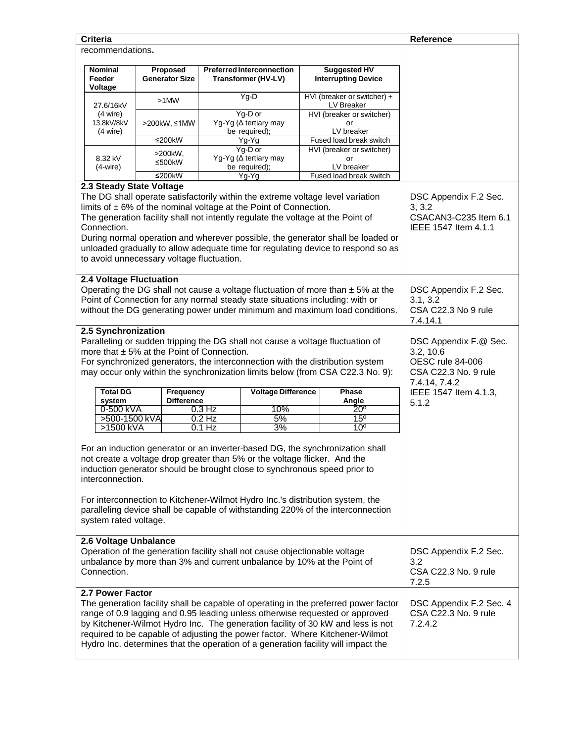| Criteria | Reference |
|---|---|
| recommendations. | |

| Nominal Feeder Voltage | Proposed Generator Size | Preferred Interconnection Transformer (HV-LV) | Suggested HV Interrupting Device |
|---|---|---|---|
| 27.6/16kV (4 wire) 13.8kV/8kV (4 wire) | >1MW | Yg-D | HVI (breaker or switcher) + LV Breaker |
| | >200kW, ≤1MW | Yg-D or Yg-Yg (Δ tertiary may be required); | HVI (breaker or switcher) or LV breaker |
| | ≤200kW | Yg-Yg | Fused load break switch |
| 8.32 kV (4-wire) | >200kW, ≤500kW | Yg-D or Yg-Yg (Δ tertiary may be required); | HVI (breaker or switcher) or LV breaker |
| | ≤200kW | Yg-Yg | Fused load break switch |

### 2.3 Steady State Voltage

The DG shall operate satisfactorily within the extreme voltage level variation limits of ± 6% of the nominal voltage at the Point of Connection.
The generation facility shall not intently regulate the voltage at the Point of Connection.
During normal operation and wherever possible, the generator shall be loaded or unloaded gradually to allow adequate time for regulating device to respond so as to avoid unnecessary voltage fluctuation.

Reference: DSC Appendix F.2 Sec. 3, 3.2; CSACAN3-C235 Item 6.1; IEEE 1547 Item 4.1.1

### 2.4 Voltage Fluctuation

Operating the DG shall not cause a voltage fluctuation of more than ± 5% at the Point of Connection for any normal steady state situations including: with or without the DG generating power under minimum and maximum load conditions.

Reference: DSC Appendix F.2 Sec. 3.1, 3.2; CSA C22.3 No 9 rule 7.4.14.1

### 2.5 Synchronization

Paralleling or sudden tripping the DG shall not cause a voltage fluctuation of more that ± 5% at the Point of Connection.
For synchronized generators, the interconnection with the distribution system may occur only within the synchronization limits below (from CSA C22.3 No. 9):

| Total DG system | Frequency Difference | Voltage Difference | Phase Angle |
|---|---|---|---|
| 0-500 kVA | 0.3 Hz | 10% | 20º |
| >500-1500 kVA | 0.2 Hz | 5% | 15º |
| >1500 kVA | 0.1 Hz | 3% | 10º |

For an induction generator or an inverter-based DG, the synchronization shall not create a voltage drop greater than 5% or the voltage flicker. And the induction generator should be brought close to synchronous speed prior to interconnection.

For interconnection to Kitchener-Wilmot Hydro Inc.'s distribution system, the paralleling device shall be capable of withstanding 220% of the interconnection system rated voltage.

Reference: DSC Appendix F.@ Sec. 3.2, 10.6; OESC rule 84-006; CSA C22.3 No. 9 rule 7.4.14, 7.4.2; IEEE 1547 Item 4.1.3, 5.1.2

### 2.6 Voltage Unbalance

Operation of the generation facility shall not cause objectionable voltage unbalance by more than 3% and current unbalance by 10% at the Point of Connection.

Reference: DSC Appendix F.2 Sec. 3.2; CSA C22.3 No. 9 rule 7.2.5

### 2.7 Power Factor

The generation facility shall be capable of operating in the preferred power factor range of 0.9 lagging and 0.95 leading unless otherwise requested or approved by Kitchener-Wilmot Hydro Inc. The generation facility of 30 kW and less is not required to be capable of adjusting the power factor. Where Kitchener-Wilmot Hydro Inc. determines that the operation of a generation facility will impact the

Reference: DSC Appendix F.2 Sec. 4; CSA C22.3 No. 9 rule 7.2.4.2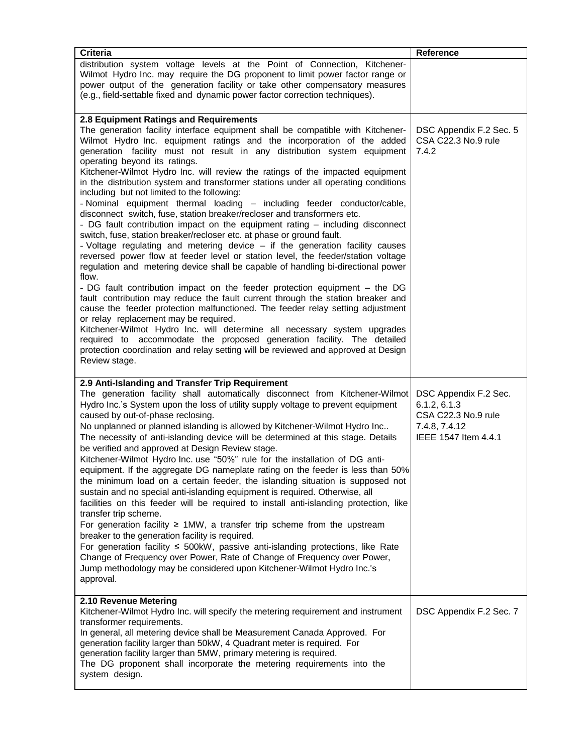| Criteria | Reference |
| --- | --- |
| distribution system voltage levels at the Point of Connection, Kitchener-Wilmot Hydro Inc. may require the DG proponent to limit power factor range or power output of the generation facility or take other compensatory measures (e.g., field-settable fixed and dynamic power factor correction techniques). | |
| **2.8 Equipment Ratings and Requirements**<br>The generation facility interface equipment shall be compatible with Kitchener-Wilmot Hydro Inc. equipment ratings and the incorporation of the added generation facility must not result in any distribution system equipment operating beyond its ratings.<br>Kitchener-Wilmot Hydro Inc. will review the ratings of the impacted equipment in the distribution system and transformer stations under all operating conditions including but not limited to the following:<br>- Nominal equipment thermal loading – including feeder conductor/cable, disconnect switch, fuse, station breaker/recloser and transformers etc.<br>- DG fault contribution impact on the equipment rating – including disconnect switch, fuse, station breaker/recloser etc. at phase or ground fault.<br>- Voltage regulating and metering device – if the generation facility causes reversed power flow at feeder level or station level, the feeder/station voltage regulation and metering device shall be capable of handling bi-directional power flow.<br>- DG fault contribution impact on the feeder protection equipment – the DG fault contribution may reduce the fault current through the station breaker and cause the feeder protection malfunctioned. The feeder relay setting adjustment or relay replacement may be required.<br>Kitchener-Wilmot Hydro Inc. will determine all necessary system upgrades required to accommodate the proposed generation facility. The detailed protection coordination and relay setting will be reviewed and approved at Design Review stage. | DSC Appendix F.2 Sec. 5<br>CSA C22.3 No.9 rule 7.4.2 |
| **2.9 Anti-Islanding and Transfer Trip Requirement**<br>The generation facility shall automatically disconnect from Kitchener-Wilmot Hydro Inc.'s System upon the loss of utility supply voltage to prevent equipment caused by out-of-phase reclosing.<br>No unplanned or planned islanding is allowed by Kitchener-Wilmot Hydro Inc..<br>The necessity of anti-islanding device will be determined at this stage. Details be verified and approved at Design Review stage.<br>Kitchener-Wilmot Hydro Inc. use "50%" rule for the installation of DG anti-equipment. If the aggregate DG nameplate rating on the feeder is less than 50% the minimum load on a certain feeder, the islanding situation is supposed not sustain and no special anti-islanding equipment is required. Otherwise, all facilities on this feeder will be required to install anti-islanding protection, like transfer trip scheme.<br>For generation facility ≥ 1MW, a transfer trip scheme from the upstream breaker to the generation facility is required.<br>For generation facility ≤ 500kW, passive anti-islanding protections, like Rate Change of Frequency over Power, Rate of Change of Frequency over Power, Jump methodology may be considered upon Kitchener-Wilmot Hydro Inc.'s approval. | DSC Appendix F.2 Sec. 6.1.2, 6.1.3<br>CSA C22.3 No.9 rule 7.4.8, 7.4.12<br>IEEE 1547 Item 4.4.1 |
| **2.10 Revenue Metering**<br>Kitchener-Wilmot Hydro Inc. will specify the metering requirement and instrument transformer requirements.<br>In general, all metering device shall be Measurement Canada Approved. For generation facility larger than 50kW, 4 Quadrant meter is required. For generation facility larger than 5MW, primary metering is required.<br>The DG proponent shall incorporate the metering requirements into the system design. | DSC Appendix F.2 Sec. 7 |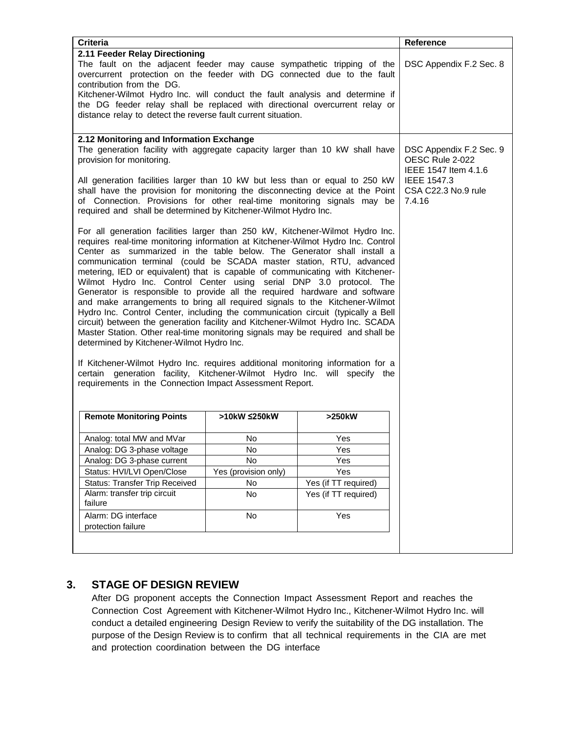| Criteria | Reference |
|---|---|
| **2.11 Feeder Relay Directioning**<br>The fault on the adjacent feeder may cause sympathetic tripping of the overcurrent protection on the feeder with DG connected due to the fault contribution from the DG.<br>Kitchener-Wilmot Hydro Inc. will conduct the fault analysis and determine if the DG feeder relay shall be replaced with directional overcurrent relay or distance relay to detect the reverse fault current situation. | DSC Appendix F.2 Sec. 8 |
| **2.12 Monitoring and Information Exchange**<br>The generation facility with aggregate capacity larger than 10 kW shall have provision for monitoring.<br><br>All generation facilities larger than 10 kW but less than or equal to 250 kW shall have the provision for monitoring the disconnecting device at the Point of Connection. Provisions for other real-time monitoring signals may be required and shall be determined by Kitchener-Wilmot Hydro Inc.<br><br>For all generation facilities larger than 250 kW, Kitchener-Wilmot Hydro Inc. requires real-time monitoring information at Kitchener-Wilmot Hydro Inc. Control Center as summarized in the table below. The Generator shall install a communication terminal (could be SCADA master station, RTU, advanced metering, IED or equivalent) that is capable of communicating with Kitchener-Wilmot Hydro Inc. Control Center using serial DNP 3.0 protocol. The Generator is responsible to provide all the required hardware and software and make arrangements to bring all required signals to the Kitchener-Wilmot Hydro Inc. Control Center, including the communication circuit (typically a Bell circuit) between the generation facility and Kitchener-Wilmot Hydro Inc. SCADA Master Station. Other real-time monitoring signals may be required and shall be determined by Kitchener-Wilmot Hydro Inc.<br><br>If Kitchener-Wilmot Hydro Inc. requires additional monitoring information for a certain generation facility, Kitchener-Wilmot Hydro Inc. will specify the requirements in the Connection Impact Assessment Report. | DSC Appendix F.2 Sec. 9<br>OESC Rule 2-022<br>IEEE 1547 Item 4.1.6<br>IEEE 1547.3<br>CSA C22.3 No.9 rule 7.4.16 |

| Remote Monitoring Points | >10kW ≤250kW | >250kW |
|---|---|---|
| Analog: total MW and MVar | No | Yes |
| Analog: DG 3-phase voltage | No | Yes |
| Analog: DG 3-phase current | No | Yes |
| Status: HVI/LVI Open/Close | Yes (provision only) | Yes |
| Status: Transfer Trip Received | No | Yes (if TT required) |
| Alarm: transfer trip circuit failure | No | Yes (if TT required) |
| Alarm: DG interface protection failure | No | Yes |

## 3. STAGE OF DESIGN REVIEW

After DG proponent accepts the Connection Impact Assessment Report and reaches the Connection Cost Agreement with Kitchener-Wilmot Hydro Inc., Kitchener-Wilmot Hydro Inc. will conduct a detailed engineering Design Review to verify the suitability of the DG installation. The purpose of the Design Review is to confirm that all technical requirements in the CIA are met and protection coordination between the DG interface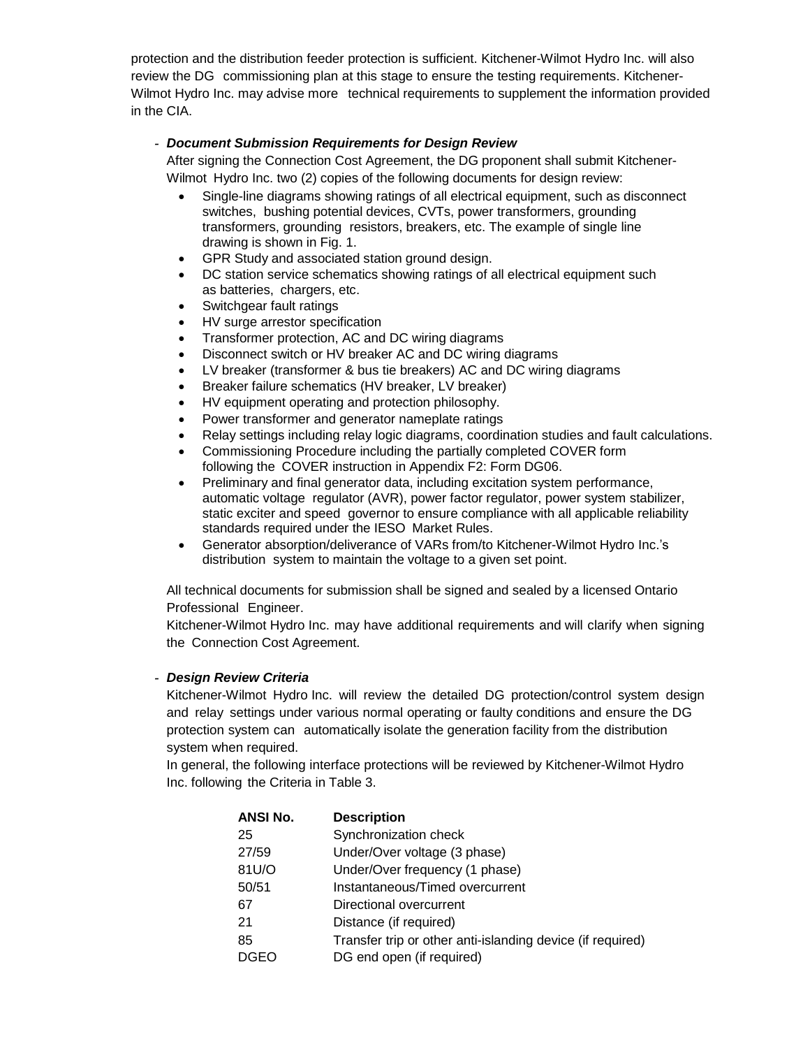protection and the distribution feeder protection is sufficient. Kitchener-Wilmot Hydro Inc. will also review the DG commissioning plan at this stage to ensure the testing requirements. Kitchener-Wilmot Hydro Inc. may advise more technical requirements to supplement the information provided in the CIA.

- ***Document Submission Requirements for Design Review***

  After signing the Connection Cost Agreement, the DG proponent shall submit Kitchener-Wilmot Hydro Inc. two (2) copies of the following documents for design review:

  - Single-line diagrams showing ratings of all electrical equipment, such as disconnect switches, bushing potential devices, CVTs, power transformers, grounding transformers, grounding resistors, breakers, etc. The example of single line drawing is shown in Fig. 1.
  - GPR Study and associated station ground design.
  - DC station service schematics showing ratings of all electrical equipment such as batteries, chargers, etc.
  - Switchgear fault ratings
  - HV surge arrestor specification
  - Transformer protection, AC and DC wiring diagrams
  - Disconnect switch or HV breaker AC and DC wiring diagrams
  - LV breaker (transformer & bus tie breakers) AC and DC wiring diagrams
  - Breaker failure schematics (HV breaker, LV breaker)
  - HV equipment operating and protection philosophy.
  - Power transformer and generator nameplate ratings
  - Relay settings including relay logic diagrams, coordination studies and fault calculations.
  - Commissioning Procedure including the partially completed COVER form following the COVER instruction in Appendix F2: Form DG06.
  - Preliminary and final generator data, including excitation system performance, automatic voltage regulator (AVR), power factor regulator, power system stabilizer, static exciter and speed governor to ensure compliance with all applicable reliability standards required under the IESO Market Rules.
  - Generator absorption/deliverance of VARs from/to Kitchener-Wilmot Hydro Inc.'s distribution system to maintain the voltage to a given set point.

  All technical documents for submission shall be signed and sealed by a licensed Ontario Professional Engineer.

  Kitchener-Wilmot Hydro Inc. may have additional requirements and will clarify when signing the Connection Cost Agreement.

- ***Design Review Criteria***

  Kitchener-Wilmot Hydro Inc. will review the detailed DG protection/control system design and relay settings under various normal operating or faulty conditions and ensure the DG protection system can automatically isolate the generation facility from the distribution system when required.

  In general, the following interface protections will be reviewed by Kitchener-Wilmot Hydro Inc. following the Criteria in Table 3.

| ANSI No. | Description |
|---|---|
| 25 | Synchronization check |
| 27/59 | Under/Over voltage (3 phase) |
| 81U/O | Under/Over frequency (1 phase) |
| 50/51 | Instantaneous/Timed overcurrent |
| 67 | Directional overcurrent |
| 21 | Distance (if required) |
| 85 | Transfer trip or other anti-islanding device (if required) |
| DGEO | DG end open (if required) |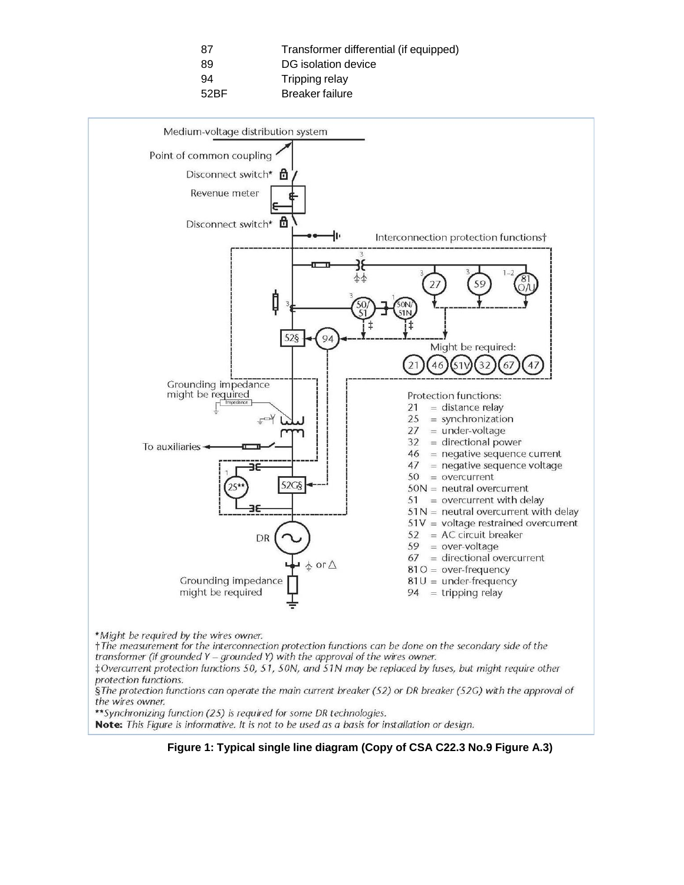| | |
|---|---|
| 87 | Transformer differential (if equipped) |
| 89 | DG isolation device |
| 94 | Tripping relay |
| 52BF | Breaker failure |

Medium-voltage distribution system

Point of common coupling

Disconnect switch*

Revenue meter

Disconnect switch*

Interconnection protection functions†

Might be required: 21 46 51V 32 67 47

Grounding impedance might be required

To auxiliaries

DR

Grounding impedance might be required

Protection functions:

- 21 = distance relay
- 25 = synchronization
- 27 = under-voltage
- 32 = directional power
- 46 = negative sequence current
- 47 = negative sequence voltage
- 50 = overcurrent
- 50N = neutral overcurrent
- 51 = overcurrent with delay
- 51N = neutral overcurrent with delay
- 51V = voltage restrained overcurrent
- 52 = AC circuit breaker
- 59 = over-voltage
- 67 = directional overcurrent
- 81O = over-frequency
- 81U = under-frequency
- 94 = tripping relay

*Might be required by the wires owner.

†The measurement for the interconnection protection functions can be done on the secondary side of the transformer (if grounded Y – grounded Y) with the approval of the wires owner.

‡Overcurrent protection functions 50, 51, 50N, and 51N may be replaced by fuses, but might require other protection functions.

§The protection functions can operate the main current breaker (52) or DR breaker (52G) with the approval of the wires owner.

**Synchronizing function (25) is required for some DR technologies.

**Note:** *This Figure is informative. It is not to be used as a basis for installation or design.*

**Figure 1: Typical single line diagram (Copy of CSA C22.3 No.9 Figure A.3)**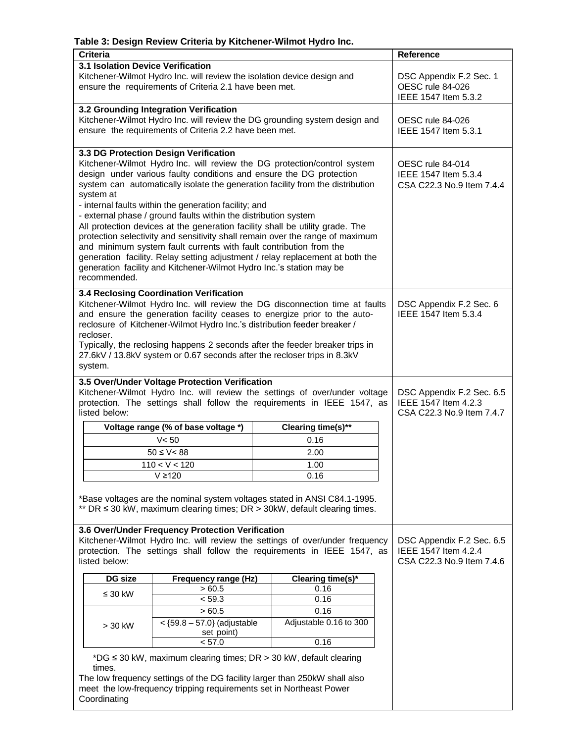**Table 3: Design Review Criteria by Kitchener-Wilmot Hydro Inc.**

| Criteria | Reference |
|---|---|
| **3.1 Isolation Device Verification**<br>Kitchener-Wilmot Hydro Inc. will review the isolation device design and ensure the requirements of Criteria 2.1 have been met. | DSC Appendix F.2 Sec. 1<br>OESC rule 84-026<br>IEEE 1547 Item 5.3.2 |
| **3.2 Grounding Integration Verification**<br>Kitchener-Wilmot Hydro Inc. will review the DG grounding system design and ensure the requirements of Criteria 2.2 have been met. | OESC rule 84-026<br>IEEE 1547 Item 5.3.1 |
| **3.3 DG Protection Design Verification**<br>Kitchener-Wilmot Hydro Inc. will review the DG protection/control system design under various faulty conditions and ensure the DG protection system can automatically isolate the generation facility from the distribution system at<br>- internal faults within the generation facility; and<br>- external phase / ground faults within the distribution system<br>All protection devices at the generation facility shall be utility grade. The protection selectivity and sensitivity shall remain over the range of maximum and minimum system fault currents with fault contribution from the generation facility. Relay setting adjustment / relay replacement at both the generation facility and Kitchener-Wilmot Hydro Inc.'s station may be recommended. | OESC rule 84-014<br>IEEE 1547 Item 5.3.4<br>CSA C22.3 No.9 Item 7.4.4 |
| **3.4 Reclosing Coordination Verification**<br>Kitchener-Wilmot Hydro Inc. will review the DG disconnection time at faults and ensure the generation facility ceases to energize prior to the auto-reclosure of Kitchener-Wilmot Hydro Inc.'s distribution feeder breaker / recloser.<br>Typically, the reclosing happens 2 seconds after the feeder breaker trips in 27.6kV / 13.8kV system or 0.67 seconds after the recloser trips in 8.3kV system. | DSC Appendix F.2 Sec. 6<br>IEEE 1547 Item 5.3.4 |
| **3.5 Over/Under Voltage Protection Verification**<br>Kitchener-Wilmot Hydro Inc. will review the settings of over/under voltage protection. The settings shall follow the requirements in IEEE 1547, as listed below:<br><br>Voltage range (% of base voltage *) / Clearing time(s)**:<br>V< 50 : 0.16<br>50 ≤ V< 88 : 2.00<br>110 < V < 120 : 1.00<br>V ≥120 : 0.16<br><br>*Base voltages are the nominal system voltages stated in ANSI C84.1-1995.<br>** DR ≤ 30 kW, maximum clearing times; DR > 30kW, default clearing times. | DSC Appendix F.2 Sec. 6.5<br>IEEE 1547 Item 4.2.3<br>CSA C22.3 No.9 Item 7.4.7 |
| **3.6 Over/Under Frequency Protection Verification**<br>Kitchener-Wilmot Hydro Inc. will review the settings of over/under frequency protection. The settings shall follow the requirements in IEEE 1547, as listed below:<br><br>DG size / Frequency range (Hz) / Clearing time(s)*:<br>≤ 30 kW : > 60.5 : 0.16<br>≤ 30 kW : < 59.3 : 0.16<br>> 30 kW : > 60.5 : 0.16<br>> 30 kW : < {59.8 – 57.0} (adjustable set point) : Adjustable 0.16 to 300<br>> 30 kW : < 57.0 : 0.16<br><br>*DG ≤ 30 kW, maximum clearing times; DR > 30 kW, default clearing times.<br>The low frequency settings of the DG facility larger than 250kW shall also meet the low-frequency tripping requirements set in Northeast Power Coordinating | DSC Appendix F.2 Sec. 6.5<br>IEEE 1547 Item 4.2.4<br>CSA C22.3 No.9 Item 7.4.6 |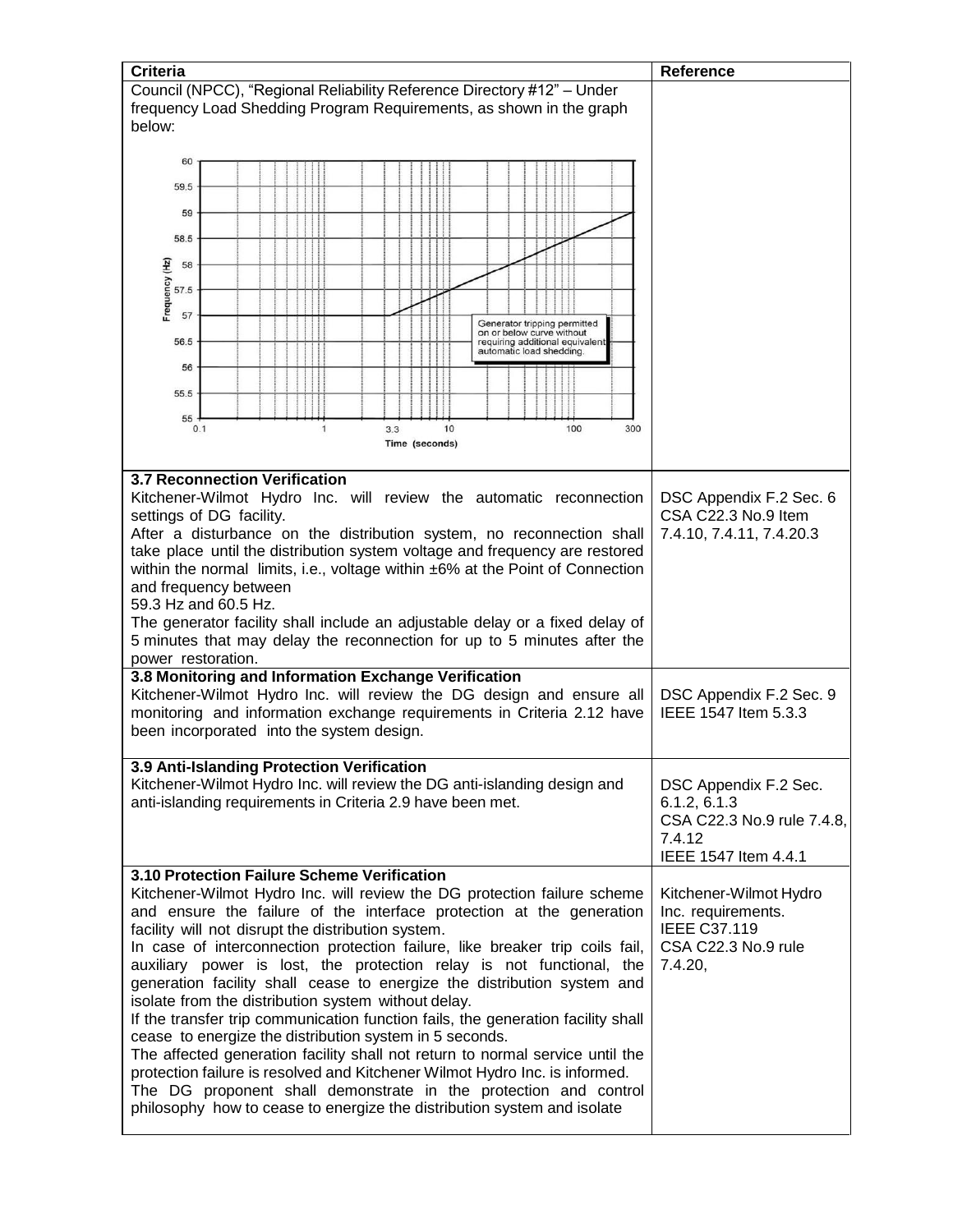| Criteria | Reference |
|---|---|
| Council (NPCC), “Regional Reliability Reference Directory #12” – Under frequency Load Shedding Program Requirements, as shown in the graph below:<br><br>Frequency (Hz) vs Time (seconds); Generator tripping permitted on or below curve without requiring additional equivalent automatic load shedding. | |
| **3.7 Reconnection Verification**<br>Kitchener-Wilmot Hydro Inc. will review the automatic reconnection settings of DG facility.<br>After a disturbance on the distribution system, no reconnection shall take place until the distribution system voltage and frequency are restored within the normal limits, i.e., voltage within ±6% at the Point of Connection and frequency between 59.3 Hz and 60.5 Hz.<br>The generator facility shall include an adjustable delay or a fixed delay of 5 minutes that may delay the reconnection for up to 5 minutes after the power restoration. | DSC Appendix F.2 Sec. 6<br>CSA C22.3 No.9 Item 7.4.10, 7.4.11, 7.4.20.3 |
| **3.8 Monitoring and Information Exchange Verification**<br>Kitchener-Wilmot Hydro Inc. will review the DG design and ensure all monitoring and information exchange requirements in Criteria 2.12 have been incorporated into the system design. | DSC Appendix F.2 Sec. 9<br>IEEE 1547 Item 5.3.3 |
| **3.9 Anti-Islanding Protection Verification**<br>Kitchener-Wilmot Hydro Inc. will review the DG anti-islanding design and anti-islanding requirements in Criteria 2.9 have been met. | DSC Appendix F.2 Sec. 6.1.2, 6.1.3<br>CSA C22.3 No.9 rule 7.4.8, 7.4.12<br>IEEE 1547 Item 4.4.1 |
| **3.10 Protection Failure Scheme Verification**<br>Kitchener-Wilmot Hydro Inc. will review the DG protection failure scheme and ensure the failure of the interface protection at the generation facility will not disrupt the distribution system.<br>In case of interconnection protection failure, like breaker trip coils fail, auxiliary power is lost, the protection relay is not functional, the generation facility shall cease to energize the distribution system and isolate from the distribution system without delay.<br>If the transfer trip communication function fails, the generation facility shall cease to energize the distribution system in 5 seconds.<br>The affected generation facility shall not return to normal service until the protection failure is resolved and Kitchener Wilmot Hydro Inc. is informed.<br>The DG proponent shall demonstrate in the protection and control philosophy how to cease to energize the distribution system and isolate | Kitchener-Wilmot Hydro Inc. requirements.<br>IEEE C37.119<br>CSA C22.3 No.9 rule 7.4.20, |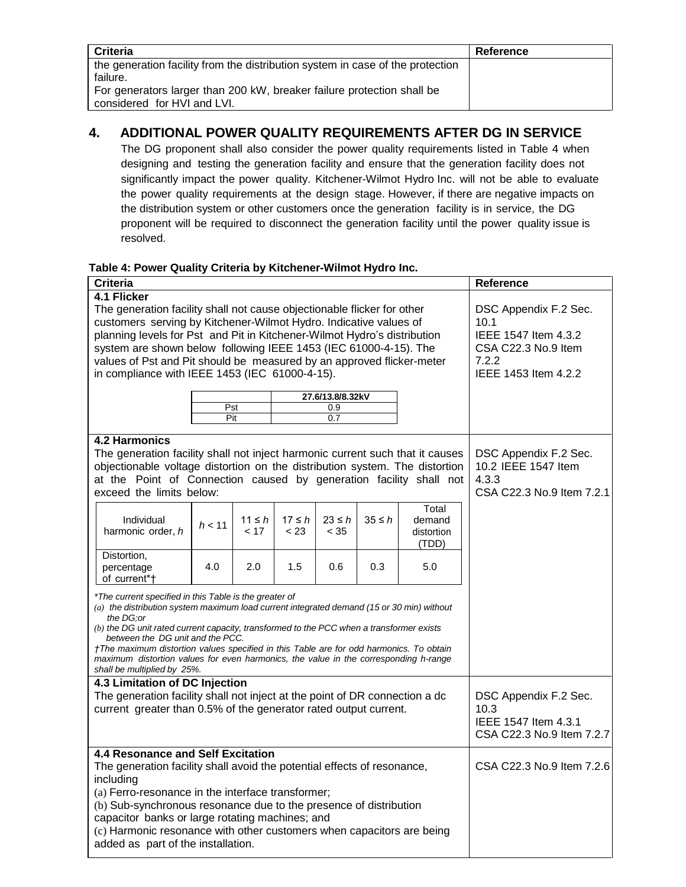| Criteria | Reference |
|---|---|
| the generation facility from the distribution system in case of the protection failure.<br>For generators larger than 200 kW, breaker failure protection shall be considered for HVI and LVI. | |

## 4. ADDITIONAL POWER QUALITY REQUIREMENTS AFTER DG IN SERVICE

The DG proponent shall also consider the power quality requirements listed in Table 4 when designing and testing the generation facility and ensure that the generation facility does not significantly impact the power quality. Kitchener-Wilmot Hydro Inc. will not be able to evaluate the power quality requirements at the design stage. However, if there are negative impacts on the distribution system or other customers once the generation facility is in service, the DG proponent will be required to disconnect the generation facility until the power quality issue is resolved.

**Table 4: Power Quality Criteria by Kitchener-Wilmot Hydro Inc.**

| Criteria | Reference |
|---|---|
| **4.1 Flicker**<br>The generation facility shall not cause objectionable flicker for other customers serving by Kitchener-Wilmot Hydro. Indicative values of planning levels for Pst and Pit in Kitchener-Wilmot Hydro's distribution system are shown below following IEEE 1453 (IEC 61000-4-15). The values of Pst and Pit should be measured by an approved flicker-meter in compliance with IEEE 1453 (IEC 61000-4-15). | DSC Appendix F.2 Sec. 10.1<br>IEEE 1547 Item 4.3.2<br>CSA C22.3 No.9 Item 7.2.2<br>IEEE 1453 Item 4.2.2 |
| **4.2 Harmonics**<br>The generation facility shall not inject harmonic current such that it causes objectionable voltage distortion on the distribution system. The distortion at the Point of Connection caused by generation facility shall not exceed the limits below: | DSC Appendix F.2 Sec. 10.2 IEEE 1547 Item 4.3.3<br>CSA C22.3 No.9 Item 7.2.1 |
| **4.3 Limitation of DC Injection**<br>The generation facility shall not inject at the point of DR connection a dc current greater than 0.5% of the generator rated output current. | DSC Appendix F.2 Sec. 10.3<br>IEEE 1547 Item 4.3.1<br>CSA C22.3 No.9 Item 7.2.7 |
| **4.4 Resonance and Self Excitation**<br>The generation facility shall avoid the potential effects of resonance, including<br>(a) Ferro-resonance in the interface transformer;<br>(b) Sub-synchronous resonance due to the presence of distribution capacitor banks or large rotating machines; and<br>(c) Harmonic resonance with other customers when capacitors are being added as part of the installation. | CSA C22.3 No.9 Item 7.2.6 |

Flicker planning levels (4.1):

| | 27.6/13.8/8.32kV |
|---|---|
| Pst | 0.9 |
| Pit | 0.7 |

Harmonic limits (4.2):

| Individual harmonic order, $h$ | $h < 11$ | $11 \le h < 17$ | $17 \le h < 23$ | $23 \le h < 35$ | $35 \le h$ | Total demand distortion (TDD) |
|---|---|---|---|---|---|---|
| Distortion, percentage of current*† | 4.0 | 2.0 | 1.5 | 0.6 | 0.3 | 5.0 |

*\*The current specified in this Table is the greater of*
*(a) the distribution system maximum load current integrated demand (15 or 30 min) without the DG;or*
*(b) the DG unit rated current capacity, transformed to the PCC when a transformer exists between the DG unit and the PCC.*
*†The maximum distortion values specified in this Table are for odd harmonics. To obtain maximum distortion values for even harmonics, the value in the corresponding h-range shall be multiplied by 25%.*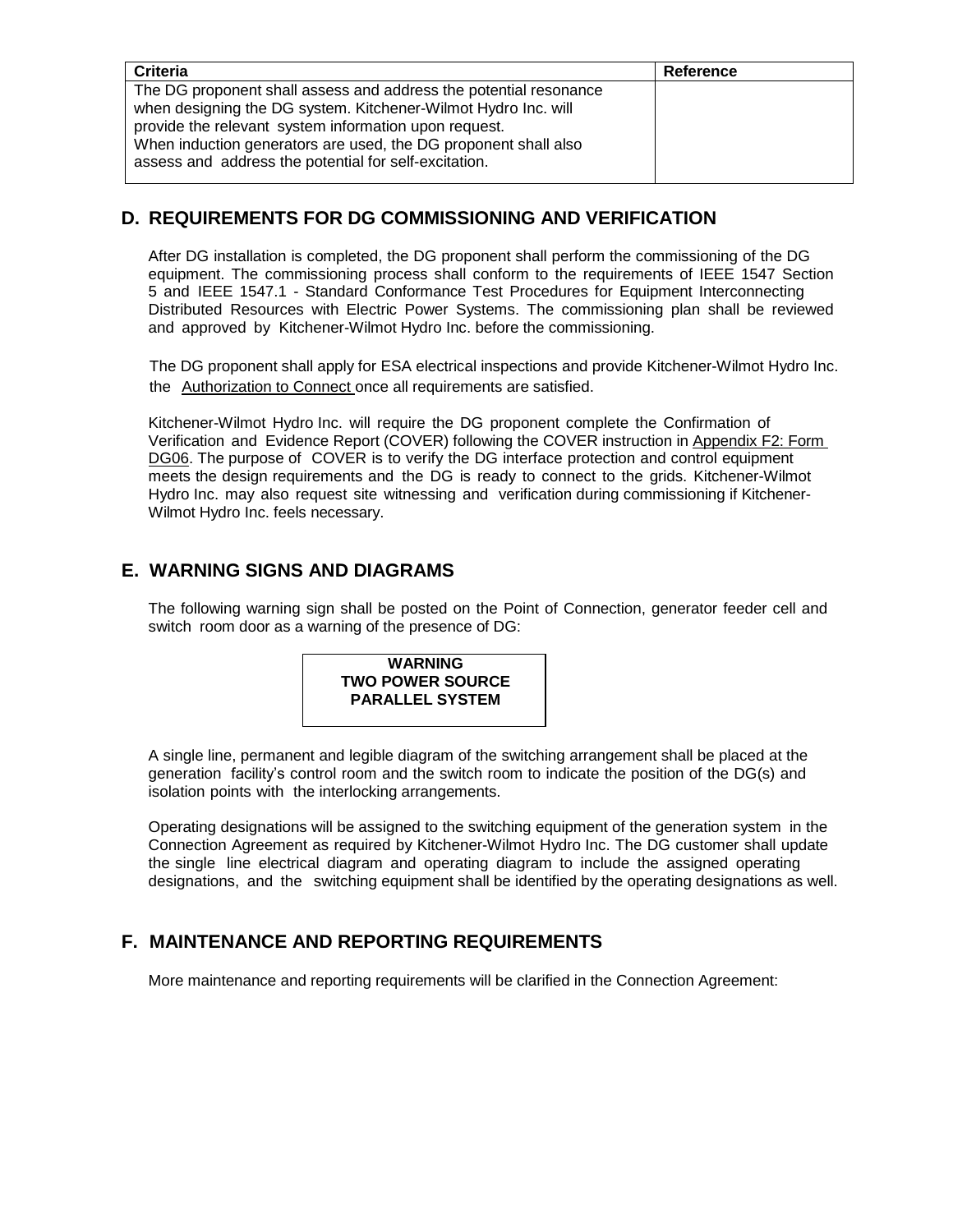| Criteria | Reference |
|---|---|
| The DG proponent shall assess and address the potential resonance when designing the DG system. Kitchener-Wilmot Hydro Inc. will provide the relevant system information upon request. When induction generators are used, the DG proponent shall also assess and address the potential for self-excitation. | |

## D. REQUIREMENTS FOR DG COMMISSIONING AND VERIFICATION

After DG installation is completed, the DG proponent shall perform the commissioning of the DG equipment. The commissioning process shall conform to the requirements of IEEE 1547 Section 5 and IEEE 1547.1 - Standard Conformance Test Procedures for Equipment Interconnecting Distributed Resources with Electric Power Systems. The commissioning plan shall be reviewed and approved by Kitchener-Wilmot Hydro Inc. before the commissioning.

The DG proponent shall apply for ESA electrical inspections and provide Kitchener-Wilmot Hydro Inc. the Authorization to Connect once all requirements are satisfied.

Kitchener-Wilmot Hydro Inc. will require the DG proponent complete the Confirmation of Verification and Evidence Report (COVER) following the COVER instruction in Appendix F2: Form DG06. The purpose of COVER is to verify the DG interface protection and control equipment meets the design requirements and the DG is ready to connect to the grids. Kitchener-Wilmot Hydro Inc. may also request site witnessing and verification during commissioning if Kitchener-Wilmot Hydro Inc. feels necessary.

## E. WARNING SIGNS AND DIAGRAMS

The following warning sign shall be posted on the Point of Connection, generator feeder cell and switch room door as a warning of the presence of DG:

**WARNING**
**TWO POWER SOURCE**
**PARALLEL SYSTEM**

A single line, permanent and legible diagram of the switching arrangement shall be placed at the generation facility's control room and the switch room to indicate the position of the DG(s) and isolation points with the interlocking arrangements.

Operating designations will be assigned to the switching equipment of the generation system in the Connection Agreement as required by Kitchener-Wilmot Hydro Inc. The DG customer shall update the single line electrical diagram and operating diagram to include the assigned operating designations, and the switching equipment shall be identified by the operating designations as well.

## F. MAINTENANCE AND REPORTING REQUIREMENTS

More maintenance and reporting requirements will be clarified in the Connection Agreement: